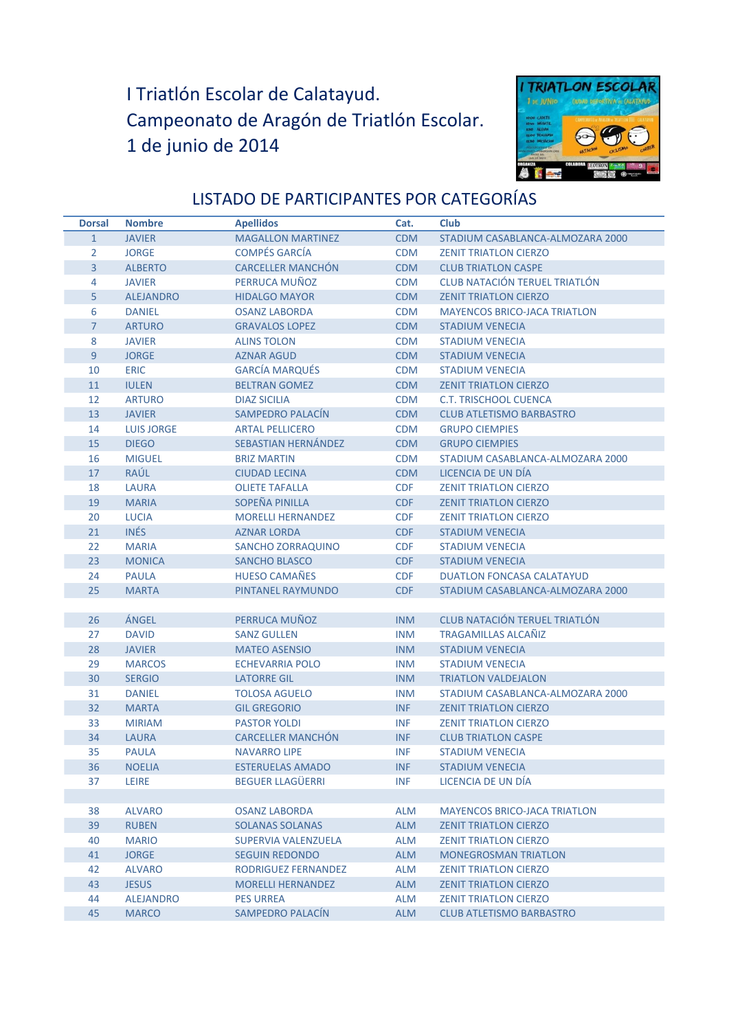# I Triatlón Escolar de Calatayud.
# Campeonato de Aragón de Triatlón Escolar.
# 1 de junio de 2014

## LISTADO DE PARTICIPANTES POR CATEGORÍAS

| Dorsal | Nombre | Apellidos | Cat. | Club |
|---|---|---|---|---|
| 1 | JAVIER | MAGALLON MARTINEZ | CDM | STADIUM CASABLANCA-ALMOZARA 2000 |
| 2 | JORGE | COMPÉS GARCÍA | CDM | ZENIT TRIATLON CIERZO |
| 3 | ALBERTO | CARCELLER MANCHÓN | CDM | CLUB TRIATLON CASPE |
| 4 | JAVIER | PERRUCA MUÑOZ | CDM | CLUB NATACIÓN TERUEL TRIATLÓN |
| 5 | ALEJANDRO | HIDALGO MAYOR | CDM | ZENIT TRIATLON CIERZO |
| 6 | DANIEL | OSANZ LABORDA | CDM | MAYENCOS BRICO-JACA TRIATLON |
| 7 | ARTURO | GRAVALOS LOPEZ | CDM | STADIUM VENECIA |
| 8 | JAVIER | ALINS TOLON | CDM | STADIUM VENECIA |
| 9 | JORGE | AZNAR AGUD | CDM | STADIUM VENECIA |
| 10 | ERIC | GARCÍA MARQUÉS | CDM | STADIUM VENECIA |
| 11 | IULEN | BELTRAN GOMEZ | CDM | ZENIT TRIATLON CIERZO |
| 12 | ARTURO | DIAZ SICILIA | CDM | C.T. TRISCHOOL CUENCA |
| 13 | JAVIER | SAMPEDRO PALACÍN | CDM | CLUB ATLETISMO BARBASTRO |
| 14 | LUIS JORGE | ARTAL PELLICERO | CDM | GRUPO CIEMPIES |
| 15 | DIEGO | SEBASTIAN HERNÁNDEZ | CDM | GRUPO CIEMPIES |
| 16 | MIGUEL | BRIZ MARTIN | CDM | STADIUM CASABLANCA-ALMOZARA 2000 |
| 17 | RAÚL | CIUDAD LECINA | CDM | LICENCIA DE UN DÍA |
| 18 | LAURA | OLIETE TAFALLA | CDF | ZENIT TRIATLON CIERZO |
| 19 | MARIA | SOPEÑA PINILLA | CDF | ZENIT TRIATLON CIERZO |
| 20 | LUCIA | MORELLI HERNANDEZ | CDF | ZENIT TRIATLON CIERZO |
| 21 | INÉS | AZNAR LORDA | CDF | STADIUM VENECIA |
| 22 | MARIA | SANCHO ZORRAQUINO | CDF | STADIUM VENECIA |
| 23 | MONICA | SANCHO BLASCO | CDF | STADIUM VENECIA |
| 24 | PAULA | HUESO CAMAÑES | CDF | DUATLON FONCASA CALATAYUD |
| 25 | MARTA | PINTANEL RAYMUNDO | CDF | STADIUM CASABLANCA-ALMOZARA 2000 |
| | | | | |
| 26 | ÁNGEL | PERRUCA MUÑOZ | INM | CLUB NATACIÓN TERUEL TRIATLÓN |
| 27 | DAVID | SANZ GULLEN | INM | TRAGAMILLAS ALCAÑIZ |
| 28 | JAVIER | MATEO ASENSIO | INM | STADIUM VENECIA |
| 29 | MARCOS | ECHEVARRIA POLO | INM | STADIUM VENECIA |
| 30 | SERGIO | LATORRE GIL | INM | TRIATLON VALDEJALON |
| 31 | DANIEL | TOLOSA AGUELO | INM | STADIUM CASABLANCA-ALMOZARA 2000 |
| 32 | MARTA | GIL GREGORIO | INF | ZENIT TRIATLON CIERZO |
| 33 | MIRIAM | PASTOR YOLDI | INF | ZENIT TRIATLON CIERZO |
| 34 | LAURA | CARCELLER MANCHÓN | INF | CLUB TRIATLON CASPE |
| 35 | PAULA | NAVARRO LIPE | INF | STADIUM VENECIA |
| 36 | NOELIA | ESTERUELAS AMADO | INF | STADIUM VENECIA |
| 37 | LEIRE | BEGUER LLAGÜERRI | INF | LICENCIA DE UN DÍA |
| | | | | |
| 38 | ALVARO | OSANZ LABORDA | ALM | MAYENCOS BRICO-JACA TRIATLON |
| 39 | RUBEN | SOLANAS SOLANAS | ALM | ZENIT TRIATLON CIERZO |
| 40 | MARIO | SUPERVIA VALENZUELA | ALM | ZENIT TRIATLON CIERZO |
| 41 | JORGE | SEGUIN REDONDO | ALM | MONEGROSMAN TRIATLON |
| 42 | ALVARO | RODRIGUEZ FERNANDEZ | ALM | ZENIT TRIATLON CIERZO |
| 43 | JESUS | MORELLI HERNANDEZ | ALM | ZENIT TRIATLON CIERZO |
| 44 | ALEJANDRO | PES URREA | ALM | ZENIT TRIATLON CIERZO |
| 45 | MARCO | SAMPEDRO PALACÍN | ALM | CLUB ATLETISMO BARBASTRO |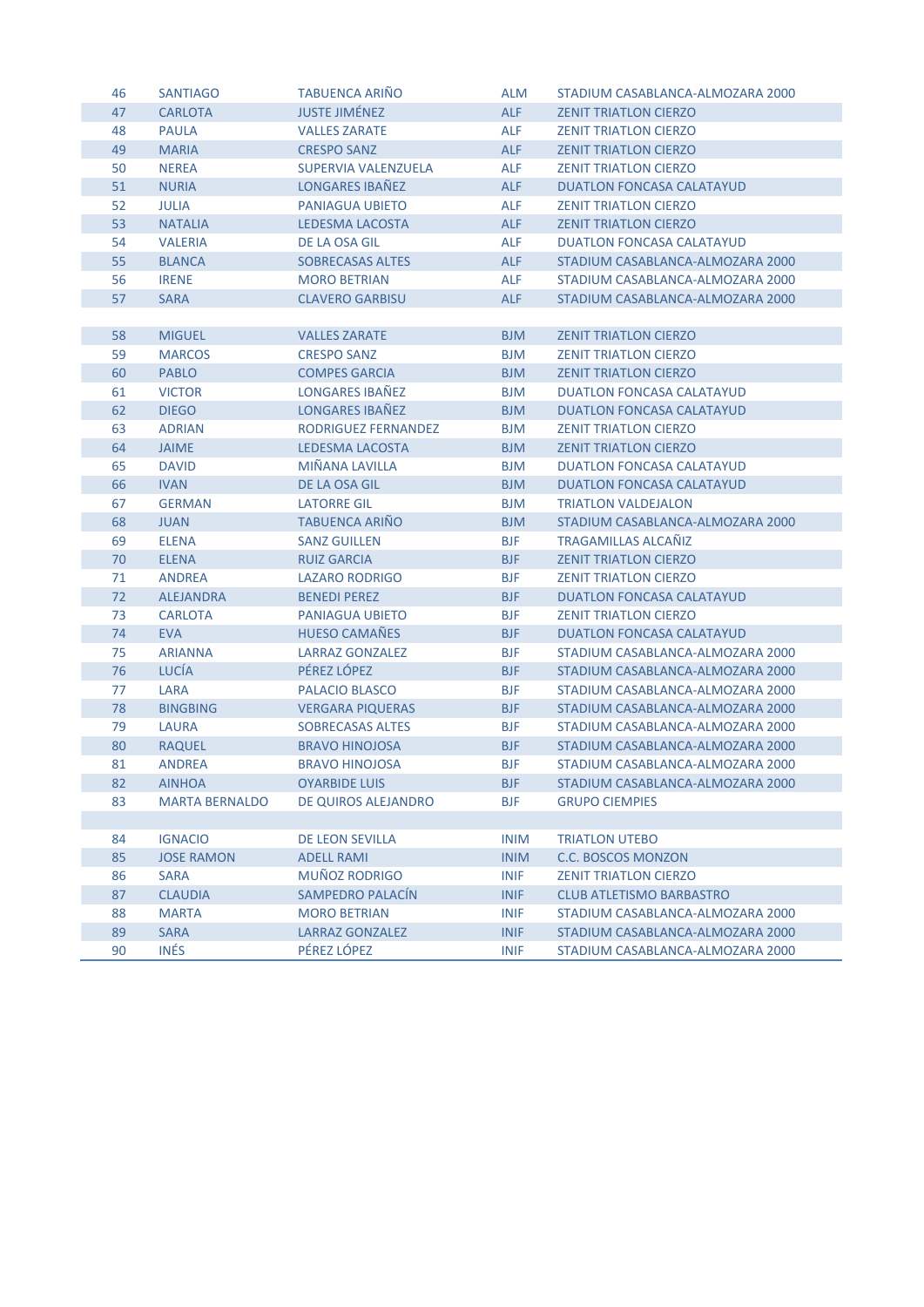| | | | | |
|---|---|---|---|---|
| 46 | SANTIAGO | TABUENCA ARIÑO | ALM | STADIUM CASABLANCA-ALMOZARA 2000 |
| 47 | CARLOTA | JUSTE JIMÉNEZ | ALF | ZENIT TRIATLON CIERZO |
| 48 | PAULA | VALLES ZARATE | ALF | ZENIT TRIATLON CIERZO |
| 49 | MARIA | CRESPO SANZ | ALF | ZENIT TRIATLON CIERZO |
| 50 | NEREA | SUPERVIA VALENZUELA | ALF | ZENIT TRIATLON CIERZO |
| 51 | NURIA | LONGARES IBAÑEZ | ALF | DUATLON FONCASA CALATAYUD |
| 52 | JULIA | PANIAGUA UBIETO | ALF | ZENIT TRIATLON CIERZO |
| 53 | NATALIA | LEDESMA LACOSTA | ALF | ZENIT TRIATLON CIERZO |
| 54 | VALERIA | DE LA OSA GIL | ALF | DUATLON FONCASA CALATAYUD |
| 55 | BLANCA | SOBRECASAS ALTES | ALF | STADIUM CASABLANCA-ALMOZARA 2000 |
| 56 | IRENE | MORO BETRIAN | ALF | STADIUM CASABLANCA-ALMOZARA 2000 |
| 57 | SARA | CLAVERO GARBISU | ALF | STADIUM CASABLANCA-ALMOZARA 2000 |
| | | | | |
| 58 | MIGUEL | VALLES ZARATE | BJM | ZENIT TRIATLON CIERZO |
| 59 | MARCOS | CRESPO SANZ | BJM | ZENIT TRIATLON CIERZO |
| 60 | PABLO | COMPES GARCIA | BJM | ZENIT TRIATLON CIERZO |
| 61 | VICTOR | LONGARES IBAÑEZ | BJM | DUATLON FONCASA CALATAYUD |
| 62 | DIEGO | LONGARES IBAÑEZ | BJM | DUATLON FONCASA CALATAYUD |
| 63 | ADRIAN | RODRIGUEZ FERNANDEZ | BJM | ZENIT TRIATLON CIERZO |
| 64 | JAIME | LEDESMA LACOSTA | BJM | ZENIT TRIATLON CIERZO |
| 65 | DAVID | MIÑANA LAVILLA | BJM | DUATLON FONCASA CALATAYUD |
| 66 | IVAN | DE LA OSA GIL | BJM | DUATLON FONCASA CALATAYUD |
| 67 | GERMAN | LATORRE GIL | BJM | TRIATLON VALDEJALON |
| 68 | JUAN | TABUENCA ARIÑO | BJM | STADIUM CASABLANCA-ALMOZARA 2000 |
| 69 | ELENA | SANZ GUILLEN | BJF | TRAGAMILLAS ALCAÑIZ |
| 70 | ELENA | RUIZ GARCIA | BJF | ZENIT TRIATLON CIERZO |
| 71 | ANDREA | LAZARO RODRIGO | BJF | ZENIT TRIATLON CIERZO |
| 72 | ALEJANDRA | BENEDI PEREZ | BJF | DUATLON FONCASA CALATAYUD |
| 73 | CARLOTA | PANIAGUA UBIETO | BJF | ZENIT TRIATLON CIERZO |
| 74 | EVA | HUESO CAMAÑES | BJF | DUATLON FONCASA CALATAYUD |
| 75 | ARIANNA | LARRAZ GONZALEZ | BJF | STADIUM CASABLANCA-ALMOZARA 2000 |
| 76 | LUCÍA | PÉREZ LÓPEZ | BJF | STADIUM CASABLANCA-ALMOZARA 2000 |
| 77 | LARA | PALACIO BLASCO | BJF | STADIUM CASABLANCA-ALMOZARA 2000 |
| 78 | BINGBING | VERGARA PIQUERAS | BJF | STADIUM CASABLANCA-ALMOZARA 2000 |
| 79 | LAURA | SOBRECASAS ALTES | BJF | STADIUM CASABLANCA-ALMOZARA 2000 |
| 80 | RAQUEL | BRAVO HINOJOSA | BJF | STADIUM CASABLANCA-ALMOZARA 2000 |
| 81 | ANDREA | BRAVO HINOJOSA | BJF | STADIUM CASABLANCA-ALMOZARA 2000 |
| 82 | AINHOA | OYARBIDE LUIS | BJF | STADIUM CASABLANCA-ALMOZARA 2000 |
| 83 | MARTA BERNALDO | DE QUIROS ALEJANDRO | BJF | GRUPO CIEMPIES |
| | | | | |
| 84 | IGNACIO | DE LEON SEVILLA | INIM | TRIATLON UTEBO |
| 85 | JOSE RAMON | ADELL RAMI | INIM | C.C. BOSCOS MONZON |
| 86 | SARA | MUÑOZ RODRIGO | INIF | ZENIT TRIATLON CIERZO |
| 87 | CLAUDIA | SAMPEDRO PALACÍN | INIF | CLUB ATLETISMO BARBASTRO |
| 88 | MARTA | MORO BETRIAN | INIF | STADIUM CASABLANCA-ALMOZARA 2000 |
| 89 | SARA | LARRAZ GONZALEZ | INIF | STADIUM CASABLANCA-ALMOZARA 2000 |
| 90 | INÉS | PÉREZ LÓPEZ | INIF | STADIUM CASABLANCA-ALMOZARA 2000 |